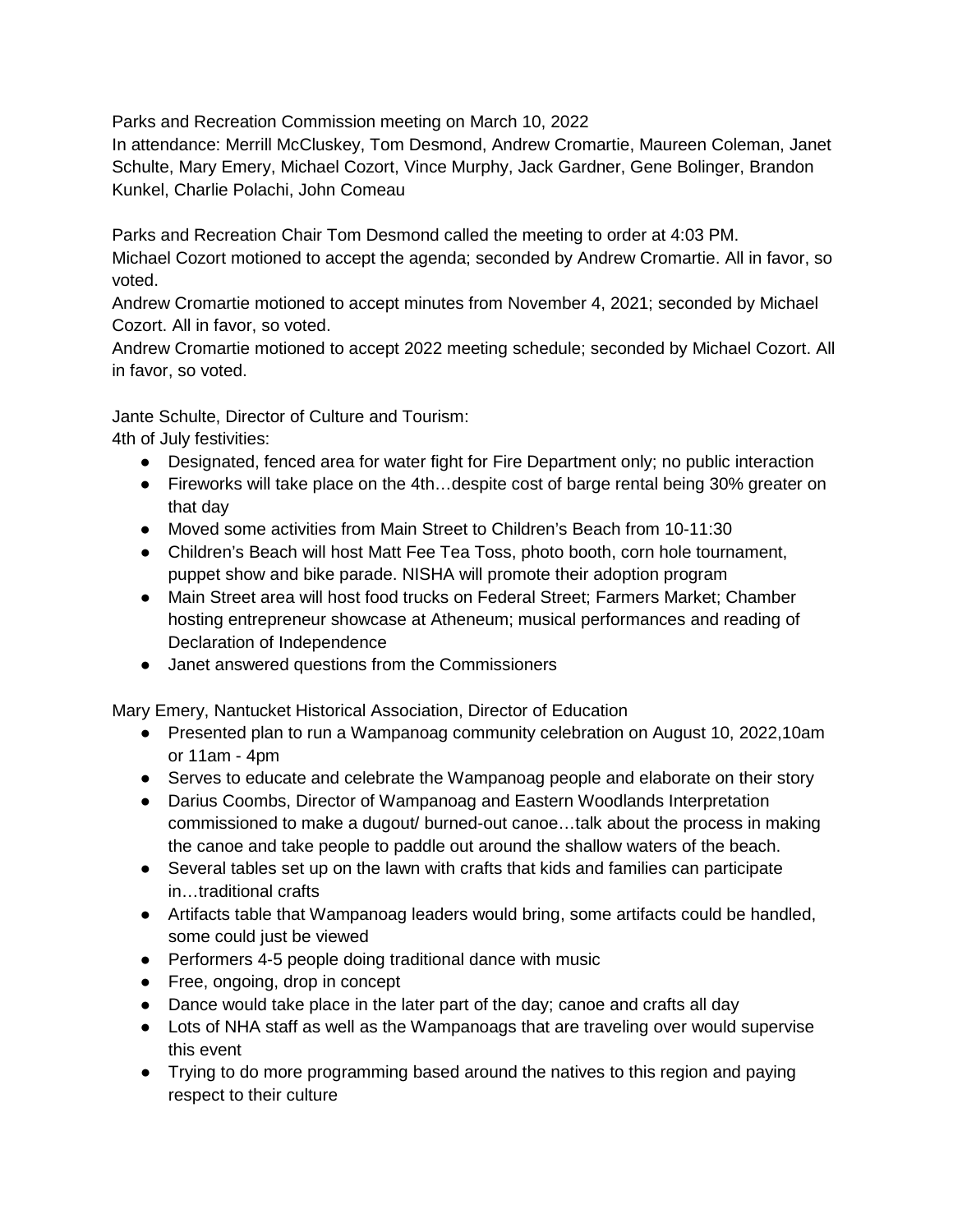Parks and Recreation Commission meeting on March 10, 2022

In attendance: Merrill McCluskey, Tom Desmond, Andrew Cromartie, Maureen Coleman, Janet Schulte, Mary Emery, Michael Cozort, Vince Murphy, Jack Gardner, Gene Bolinger, Brandon Kunkel, Charlie Polachi, John Comeau

Parks and Recreation Chair Tom Desmond called the meeting to order at 4:03 PM.

Michael Cozort motioned to accept the agenda; seconded by Andrew Cromartie. All in favor, so voted.

Andrew Cromartie motioned to accept minutes from November 4, 2021; seconded by Michael Cozort. All in favor, so voted.

Andrew Cromartie motioned to accept 2022 meeting schedule; seconded by Michael Cozort. All in favor, so voted.

Jante Schulte, Director of Culture and Tourism:

4th of July festivities:

- Designated, fenced area for water fight for Fire Department only; no public interaction
- Fireworks will take place on the 4th…despite cost of barge rental being 30% greater on that day
- Moved some activities from Main Street to Children's Beach from 10-11:30
- Children's Beach will host Matt Fee Tea Toss, photo booth, corn hole tournament, puppet show and bike parade. NISHA will promote their adoption program
- Main Street area will host food trucks on Federal Street; Farmers Market; Chamber hosting entrepreneur showcase at Atheneum; musical performances and reading of Declaration of Independence
- Janet answered questions from the Commissioners

Mary Emery, Nantucket Historical Association, Director of Education

- Presented plan to run a Wampanoag community celebration on August 10, 2022,10am or 11am - 4pm
- Serves to educate and celebrate the Wampanoag people and elaborate on their story
- Darius Coombs, Director of Wampanoag and Eastern Woodlands Interpretation commissioned to make a dugout/ burned-out canoe…talk about the process in making the canoe and take people to paddle out around the shallow waters of the beach.
- Several tables set up on the lawn with crafts that kids and families can participate in…traditional crafts
- Artifacts table that Wampanoag leaders would bring, some artifacts could be handled, some could just be viewed
- Performers 4-5 people doing traditional dance with music
- Free, ongoing, drop in concept
- Dance would take place in the later part of the day; canoe and crafts all day
- Lots of NHA staff as well as the Wampanoags that are traveling over would supervise this event
- Trying to do more programming based around the natives to this region and paying respect to their culture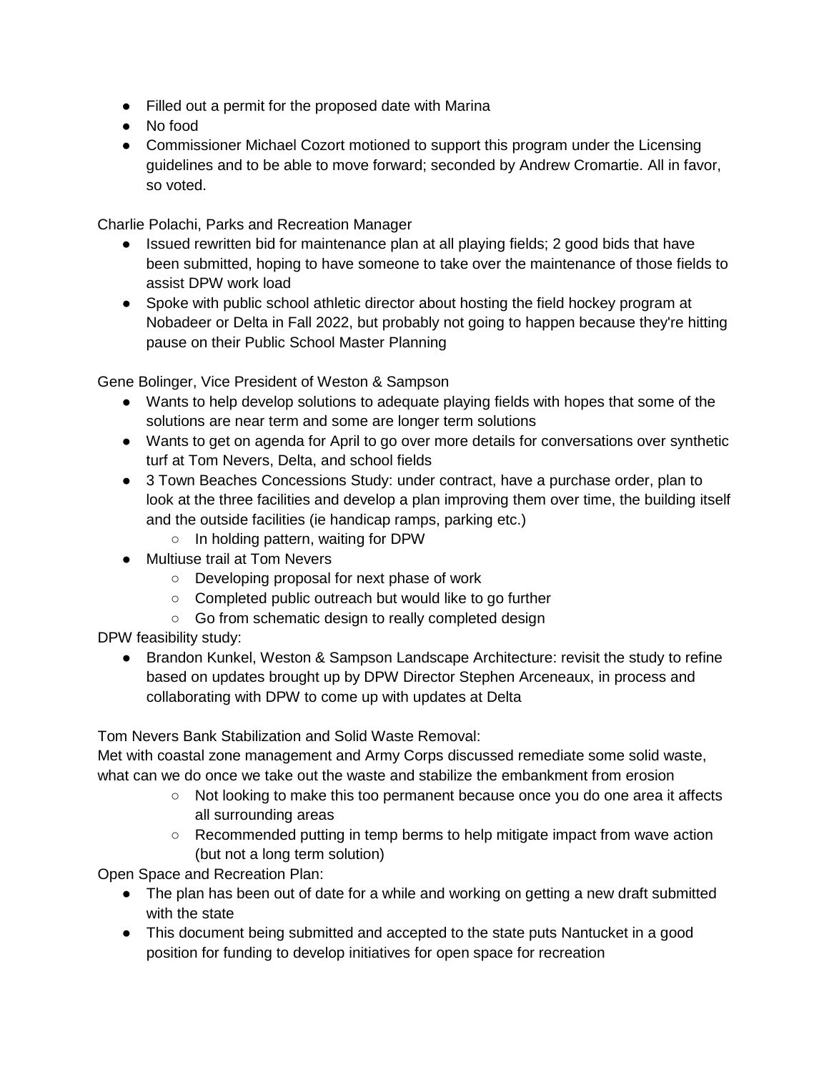- Filled out a permit for the proposed date with Marina
- No food
- Commissioner Michael Cozort motioned to support this program under the Licensing guidelines and to be able to move forward; seconded by Andrew Cromartie. All in favor, so voted.

Charlie Polachi, Parks and Recreation Manager

- Issued rewritten bid for maintenance plan at all playing fields; 2 good bids that have been submitted, hoping to have someone to take over the maintenance of those fields to assist DPW work load
- Spoke with public school athletic director about hosting the field hockey program at Nobadeer or Delta in Fall 2022, but probably not going to happen because they're hitting pause on their Public School Master Planning

Gene Bolinger, Vice President of Weston & Sampson

- Wants to help develop solutions to adequate playing fields with hopes that some of the solutions are near term and some are longer term solutions
- Wants to get on agenda for April to go over more details for conversations over synthetic turf at Tom Nevers, Delta, and school fields
- 3 Town Beaches Concessions Study: under contract, have a purchase order, plan to look at the three facilities and develop a plan improving them over time, the building itself and the outside facilities (ie handicap ramps, parking etc.)
    - In holding pattern, waiting for DPW
- Multiuse trail at Tom Nevers
    - Developing proposal for next phase of work
    - Completed public outreach but would like to go further
    - Go from schematic design to really completed design

DPW feasibility study:

- Brandon Kunkel, Weston & Sampson Landscape Architecture: revisit the study to refine based on updates brought up by DPW Director Stephen Arceneaux, in process and collaborating with DPW to come up with updates at Delta

Tom Nevers Bank Stabilization and Solid Waste Removal:

Met with coastal zone management and Army Corps discussed remediate some solid waste, what can we do once we take out the waste and stabilize the embankment from erosion

- Not looking to make this too permanent because once you do one area it affects all surrounding areas
- Recommended putting in temp berms to help mitigate impact from wave action (but not a long term solution)

Open Space and Recreation Plan:

- The plan has been out of date for a while and working on getting a new draft submitted with the state
- This document being submitted and accepted to the state puts Nantucket in a good position for funding to develop initiatives for open space for recreation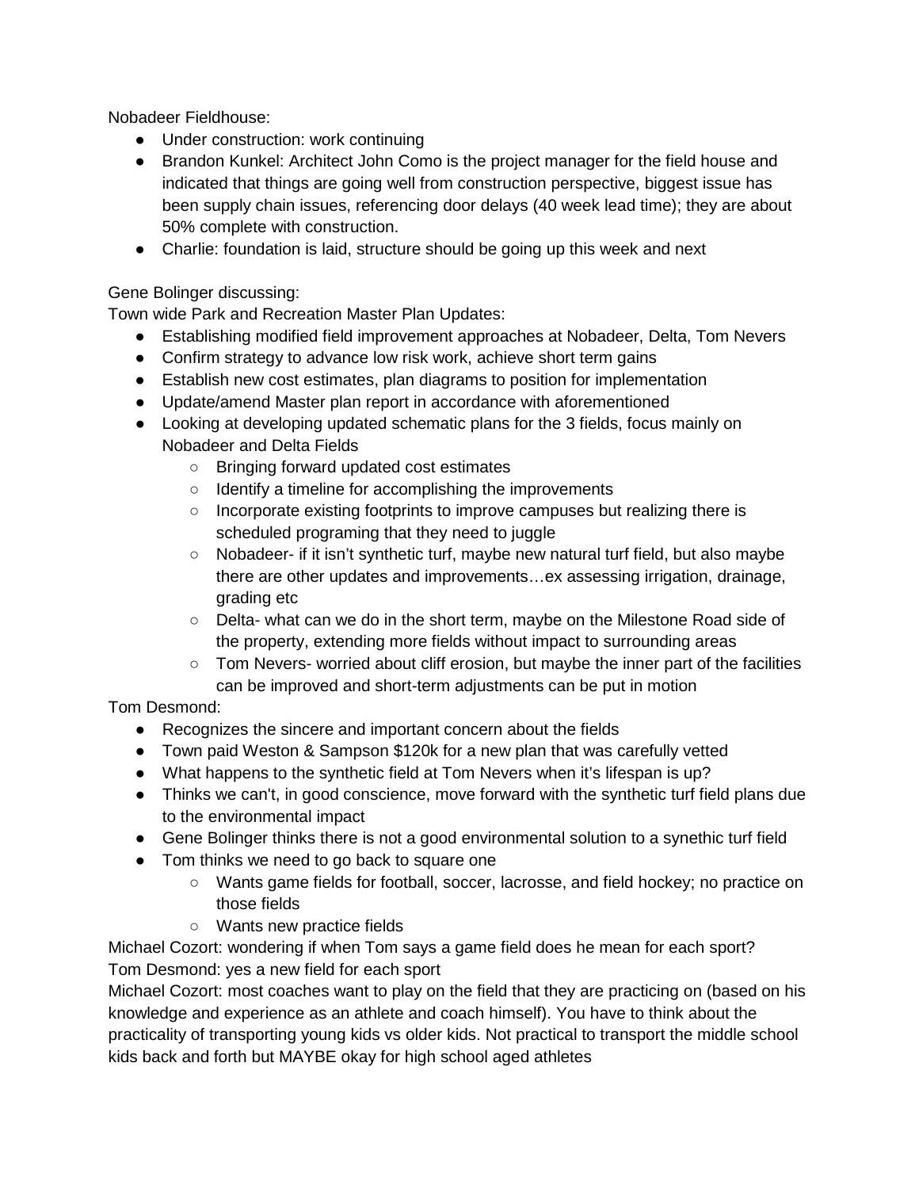Nobadeer Fieldhouse:

- Under construction: work continuing
- Brandon Kunkel: Architect John Como is the project manager for the field house and indicated that things are going well from construction perspective, biggest issue has been supply chain issues, referencing door delays (40 week lead time); they are about 50% complete with construction.
- Charlie: foundation is laid, structure should be going up this week and next

Gene Bolinger discussing:

Town wide Park and Recreation Master Plan Updates:

- Establishing modified field improvement approaches at Nobadeer, Delta, Tom Nevers
- Confirm strategy to advance low risk work, achieve short term gains
- Establish new cost estimates, plan diagrams to position for implementation
- Update/amend Master plan report in accordance with aforementioned
- Looking at developing updated schematic plans for the 3 fields, focus mainly on Nobadeer and Delta Fields
  - Bringing forward updated cost estimates
  - Identify a timeline for accomplishing the improvements
  - Incorporate existing footprints to improve campuses but realizing there is scheduled programing that they need to juggle
  - Nobadeer- if it isn't synthetic turf, maybe new natural turf field, but also maybe there are other updates and improvements…ex assessing irrigation, drainage, grading etc
  - Delta- what can we do in the short term, maybe on the Milestone Road side of the property, extending more fields without impact to surrounding areas
  - Tom Nevers- worried about cliff erosion, but maybe the inner part of the facilities can be improved and short-term adjustments can be put in motion

Tom Desmond:

- Recognizes the sincere and important concern about the fields
- Town paid Weston & Sampson $120k for a new plan that was carefully vetted
- What happens to the synthetic field at Tom Nevers when it's lifespan is up?
- Thinks we can't, in good conscience, move forward with the synthetic turf field plans due to the environmental impact
- Gene Bolinger thinks there is not a good environmental solution to a synethic turf field
- Tom thinks we need to go back to square one
  - Wants game fields for football, soccer, lacrosse, and field hockey; no practice on those fields
  - Wants new practice fields

Michael Cozort: wondering if when Tom says a game field does he mean for each sport?

Tom Desmond: yes a new field for each sport

Michael Cozort: most coaches want to play on the field that they are practicing on (based on his knowledge and experience as an athlete and coach himself). You have to think about the practicality of transporting young kids vs older kids. Not practical to transport the middle school kids back and forth but MAYBE okay for high school aged athletes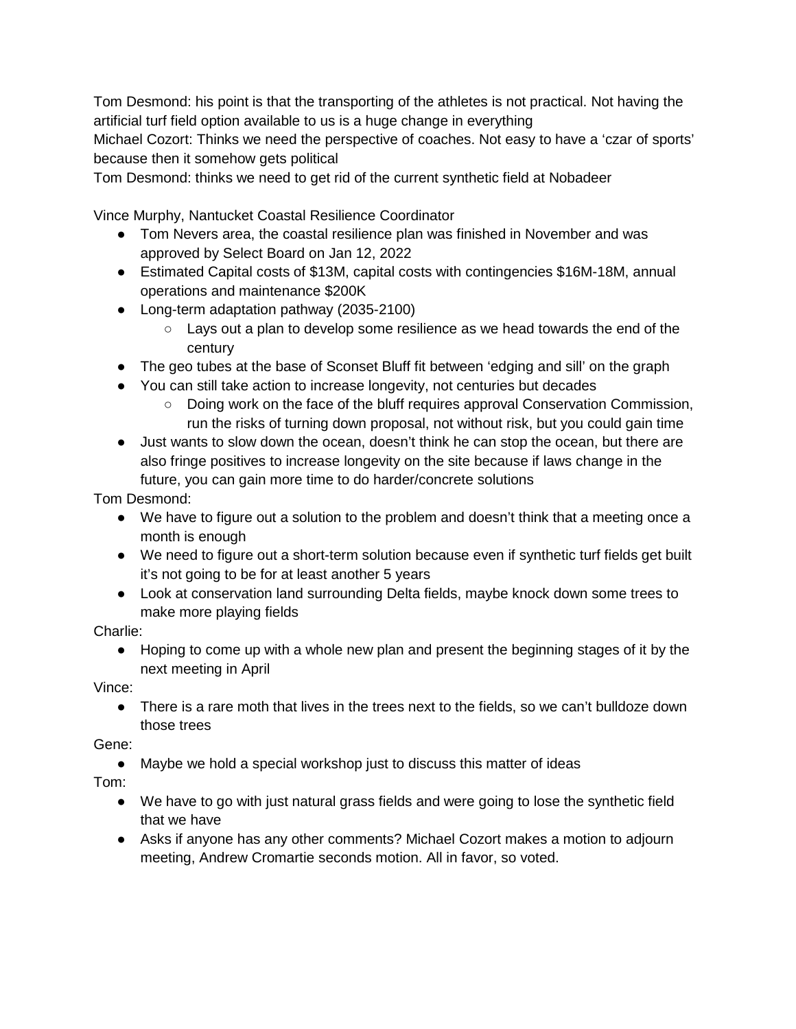Tom Desmond: his point is that the transporting of the athletes is not practical. Not having the artificial turf field option available to us is a huge change in everything

Michael Cozort: Thinks we need the perspective of coaches. Not easy to have a 'czar of sports' because then it somehow gets political

Tom Desmond: thinks we need to get rid of the current synthetic field at Nobadeer

Vince Murphy, Nantucket Coastal Resilience Coordinator

- Tom Nevers area, the coastal resilience plan was finished in November and was approved by Select Board on Jan 12, 2022
- Estimated Capital costs of $13M, capital costs with contingencies $16M-18M, annual operations and maintenance $200K
- Long-term adaptation pathway (2035-2100)
  - Lays out a plan to develop some resilience as we head towards the end of the century
- The geo tubes at the base of Sconset Bluff fit between 'edging and sill' on the graph
- You can still take action to increase longevity, not centuries but decades
  - Doing work on the face of the bluff requires approval Conservation Commission, run the risks of turning down proposal, not without risk, but you could gain time
- Just wants to slow down the ocean, doesn't think he can stop the ocean, but there are also fringe positives to increase longevity on the site because if laws change in the future, you can gain more time to do harder/concrete solutions

Tom Desmond:

- We have to figure out a solution to the problem and doesn't think that a meeting once a month is enough
- We need to figure out a short-term solution because even if synthetic turf fields get built it's not going to be for at least another 5 years
- Look at conservation land surrounding Delta fields, maybe knock down some trees to make more playing fields

Charlie:

- Hoping to come up with a whole new plan and present the beginning stages of it by the next meeting in April

Vince:

- There is a rare moth that lives in the trees next to the fields, so we can't bulldoze down those trees

Gene:

- Maybe we hold a special workshop just to discuss this matter of ideas

Tom:

- We have to go with just natural grass fields and were going to lose the synthetic field that we have
- Asks if anyone has any other comments? Michael Cozort makes a motion to adjourn meeting, Andrew Cromartie seconds motion. All in favor, so voted.